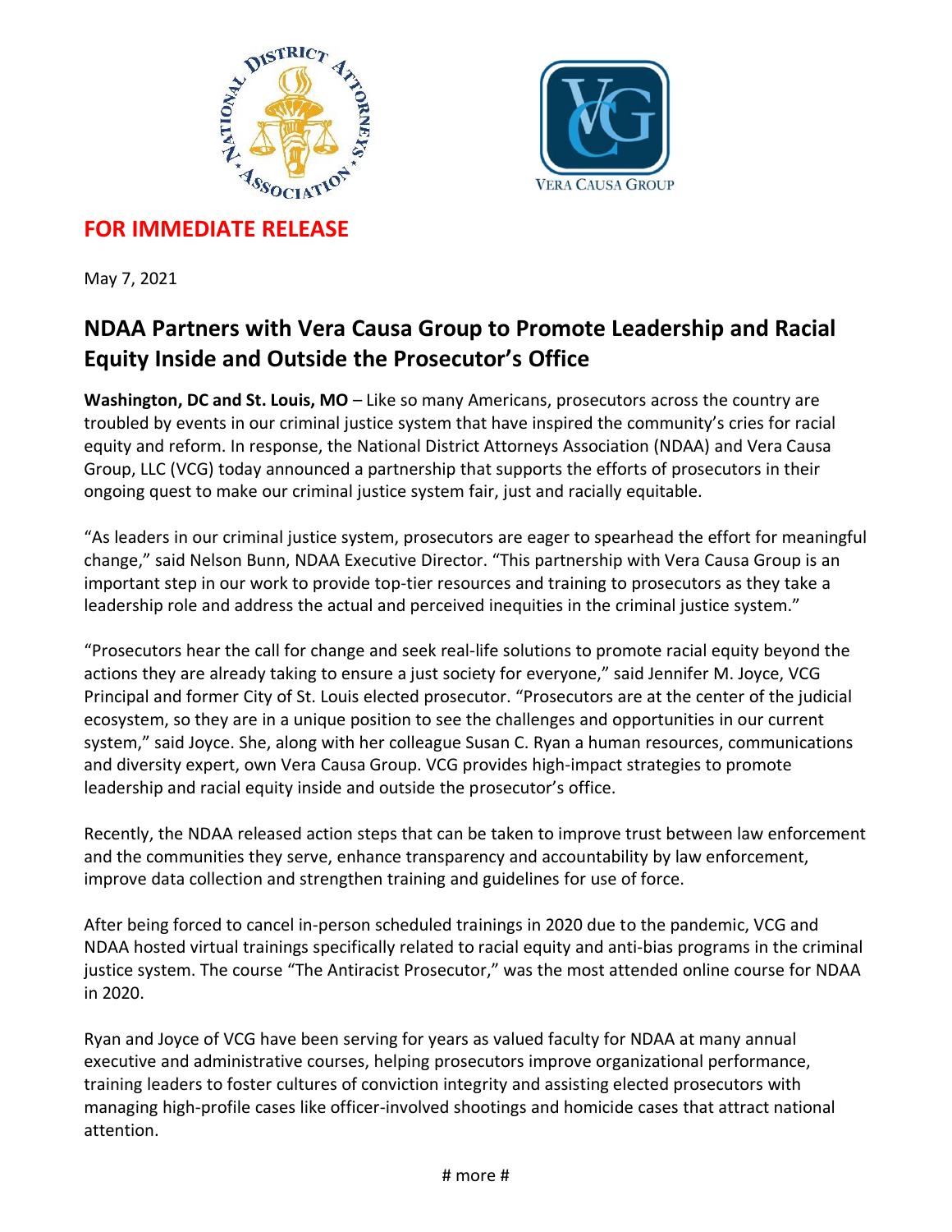**FOR IMMEDIATE RELEASE**

May 7, 2021

# NDAA Partners with Vera Causa Group to Promote Leadership and Racial Equity Inside and Outside the Prosecutor's Office

**Washington, DC and St. Louis, MO** – Like so many Americans, prosecutors across the country are troubled by events in our criminal justice system that have inspired the community's cries for racial equity and reform. In response, the National District Attorneys Association (NDAA) and Vera Causa Group, LLC (VCG) today announced a partnership that supports the efforts of prosecutors in their ongoing quest to make our criminal justice system fair, just and racially equitable.

"As leaders in our criminal justice system, prosecutors are eager to spearhead the effort for meaningful change," said Nelson Bunn, NDAA Executive Director. "This partnership with Vera Causa Group is an important step in our work to provide top-tier resources and training to prosecutors as they take a leadership role and address the actual and perceived inequities in the criminal justice system."

"Prosecutors hear the call for change and seek real-life solutions to promote racial equity beyond the actions they are already taking to ensure a just society for everyone," said Jennifer M. Joyce, VCG Principal and former City of St. Louis elected prosecutor. "Prosecutors are at the center of the judicial ecosystem, so they are in a unique position to see the challenges and opportunities in our current system," said Joyce. She, along with her colleague Susan C. Ryan a human resources, communications and diversity expert, own Vera Causa Group. VCG provides high-impact strategies to promote leadership and racial equity inside and outside the prosecutor's office.

Recently, the NDAA released action steps that can be taken to improve trust between law enforcement and the communities they serve, enhance transparency and accountability by law enforcement, improve data collection and strengthen training and guidelines for use of force.

After being forced to cancel in-person scheduled trainings in 2020 due to the pandemic, VCG and NDAA hosted virtual trainings specifically related to racial equity and anti-bias programs in the criminal justice system. The course "The Antiracist Prosecutor," was the most attended online course for NDAA in 2020.

Ryan and Joyce of VCG have been serving for years as valued faculty for NDAA at many annual executive and administrative courses, helping prosecutors improve organizational performance, training leaders to foster cultures of conviction integrity and assisting elected prosecutors with managing high-profile cases like officer-involved shootings and homicide cases that attract national attention.

# more #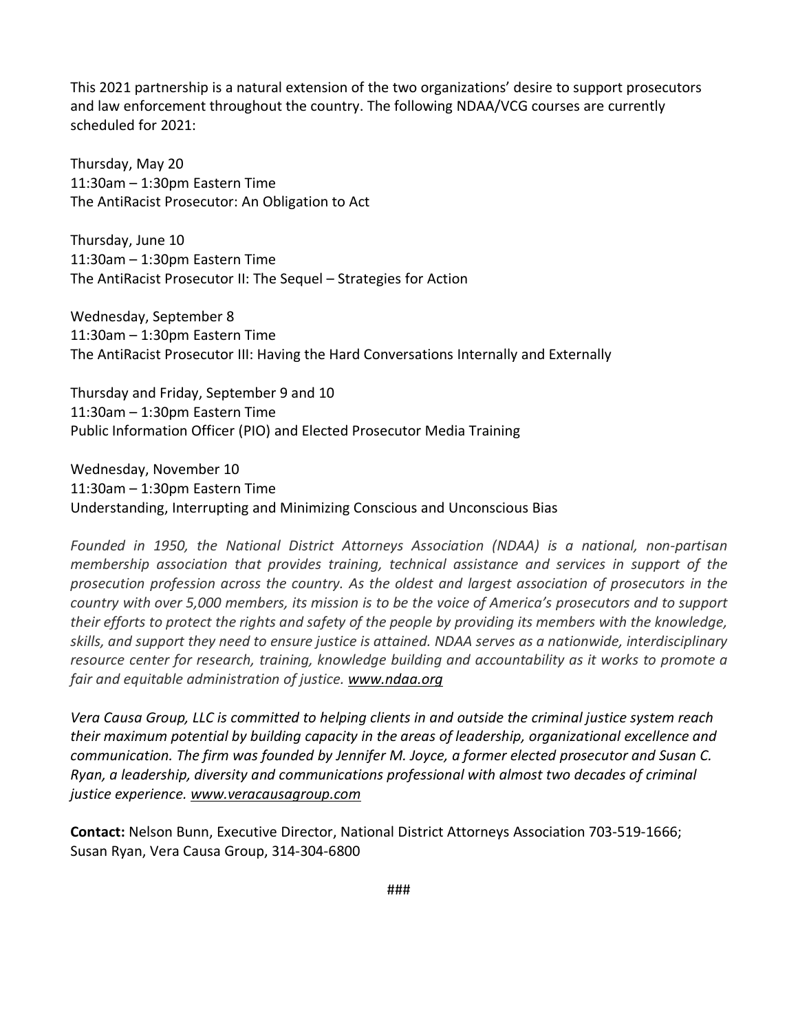This 2021 partnership is a natural extension of the two organizations' desire to support prosecutors and law enforcement throughout the country. The following NDAA/VCG courses are currently scheduled for 2021:

Thursday, May 20
11:30am – 1:30pm Eastern Time
The AntiRacist Prosecutor: An Obligation to Act

Thursday, June 10
11:30am – 1:30pm Eastern Time
The AntiRacist Prosecutor II: The Sequel – Strategies for Action

Wednesday, September 8
11:30am – 1:30pm Eastern Time
The AntiRacist Prosecutor III: Having the Hard Conversations Internally and Externally

Thursday and Friday, September 9 and 10
11:30am – 1:30pm Eastern Time
Public Information Officer (PIO) and Elected Prosecutor Media Training

Wednesday, November 10
11:30am – 1:30pm Eastern Time
Understanding, Interrupting and Minimizing Conscious and Unconscious Bias

*Founded in 1950, the National District Attorneys Association (NDAA) is a national, non-partisan membership association that provides training, technical assistance and services in support of the prosecution profession across the country. As the oldest and largest association of prosecutors in the country with over 5,000 members, its mission is to be the voice of America's prosecutors and to support their efforts to protect the rights and safety of the people by providing its members with the knowledge, skills, and support they need to ensure justice is attained. NDAA serves as a nationwide, interdisciplinary resource center for research, training, knowledge building and accountability as it works to promote a fair and equitable administration of justice. [www.ndaa.org](http://www.ndaa.org)*

*Vera Causa Group, LLC is committed to helping clients in and outside the criminal justice system reach their maximum potential by building capacity in the areas of leadership, organizational excellence and communication. The firm was founded by Jennifer M. Joyce, a former elected prosecutor and Susan C. Ryan, a leadership, diversity and communications professional with almost two decades of criminal justice experience. [www.veracausagroup.com](http://www.veracausagroup.com)*

**Contact:** Nelson Bunn, Executive Director, National District Attorneys Association 703-519-1666; Susan Ryan, Vera Causa Group, 314-304-6800

###